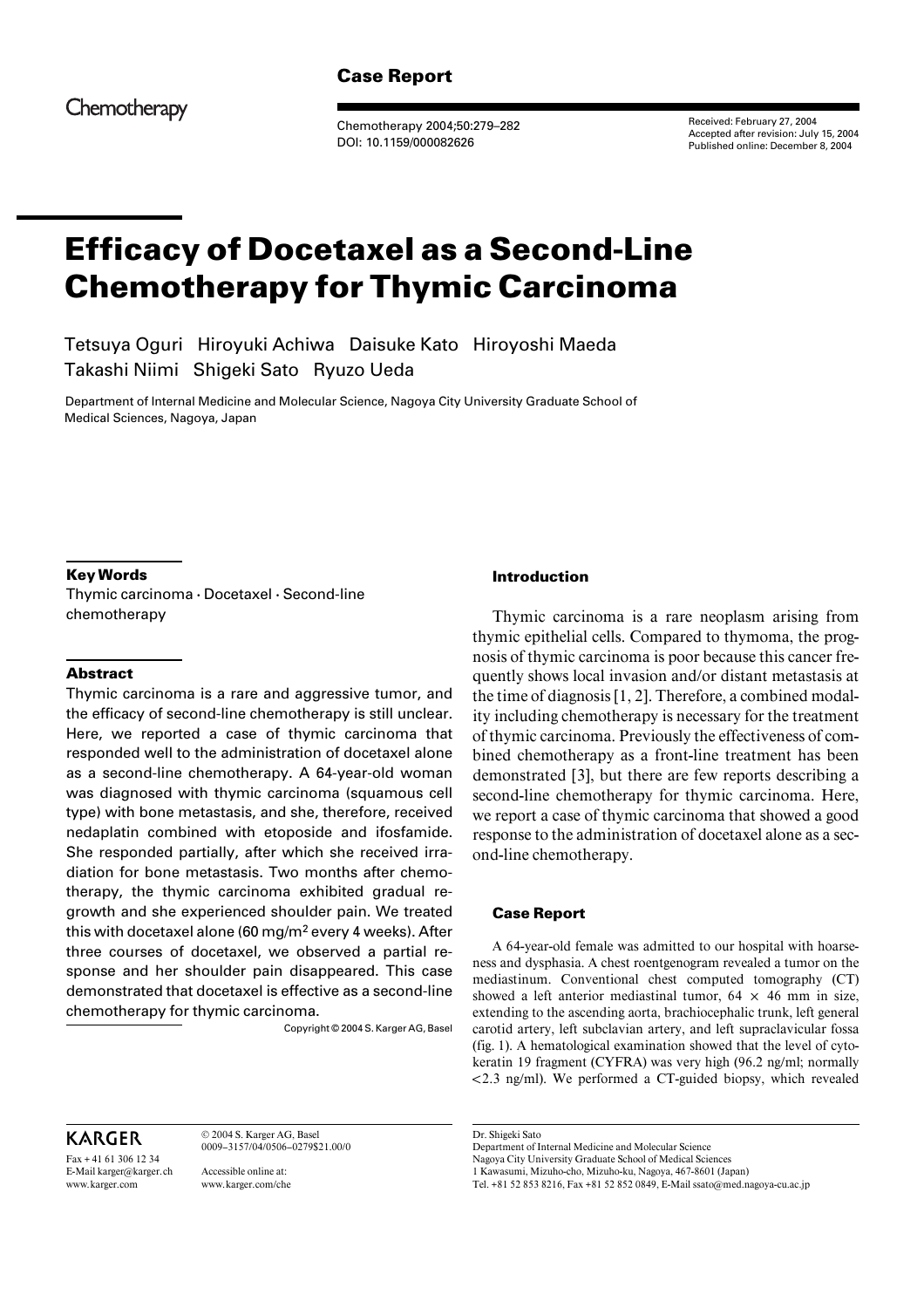Case Report

Chemotherapy

Received: February 27, 2004
Accepted after revision: July 15, 2004
Published online: December 8, 2004

# Efficacy of Docetaxel as a Second-Line Chemotherapy for Thymic Carcinoma

Tetsuya Oguri Hiroyuki Achiwa Daisuke Kato Hiroyoshi Maeda Takashi Niimi Shigeki Sato Ryuzo Ueda

Department of Internal Medicine and Molecular Science, Nagoya City University Graduate School of Medical Sciences, Nagoya, Japan

### Key Words

Thymic carcinoma · Docetaxel · Second-line chemotherapy

### Abstract

Thymic carcinoma is a rare and aggressive tumor, and the efficacy of second-line chemotherapy is still unclear. Here, we reported a case of thymic carcinoma that responded well to the administration of docetaxel alone as a second-line chemotherapy. A 64-year-old woman was diagnosed with thymic carcinoma (squamous cell type) with bone metastasis, and she, therefore, received nedaplatin combined with etoposide and ifosfamide. She responded partially, after which she received irradiation for bone metastasis. Two months after chemotherapy, the thymic carcinoma exhibited gradual regrowth and she experienced shoulder pain. We treated this with docetaxel alone (60 mg/m$^2$ every 4 weeks). After three courses of docetaxel, we observed a partial response and her shoulder pain disappeared. This case demonstrated that docetaxel is effective as a second-line chemotherapy for thymic carcinoma.

Copyright © 2004 S. Karger AG, Basel

### Introduction

Thymic carcinoma is a rare neoplasm arising from thymic epithelial cells. Compared to thymoma, the prognosis of thymic carcinoma is poor because this cancer frequently shows local invasion and/or distant metastasis at the time of diagnosis [1, 2]. Therefore, a combined modality including chemotherapy is necessary for the treatment of thymic carcinoma. Previously the effectiveness of combined chemotherapy as a front-line treatment has been demonstrated [3], but there are few reports describing a second-line chemotherapy for thymic carcinoma. Here, we report a case of thymic carcinoma that showed a good response to the administration of docetaxel alone as a second-line chemotherapy.

### Case Report

A 64-year-old female was admitted to our hospital with hoarseness and dysphasia. A chest roentgenogram revealed a tumor on the mediastinum. Conventional chest computed tomography (CT) showed a left anterior mediastinal tumor, 64 × 46 mm in size, extending to the ascending aorta, brachiocephalic trunk, left general carotid artery, left subclavian artery, and left supraclavicular fossa (fig. 1). A hematological examination showed that the level of cytokeratin 19 fragment (CYFRA) was very high (96.2 ng/ml; normally <2.3 ng/ml). We performed a CT-guided biopsy, which revealed

KARGER

Fax + 41 61 306 12 34
E-Mail karger@karger.ch
www.karger.com

© 2004 S. Karger AG, Basel
0009–3157/04/0506–0279$21.00/0

Accessible online at:
www.karger.com/che

Dr. Shigeki Sato
Department of Internal Medicine and Molecular Science
Nagoya City University Graduate School of Medical Sciences
1 Kawasumi, Mizuho-cho, Mizuho-ku, Nagoya, 467-8601 (Japan)
Tel. +81 52 853 8216, Fax +81 52 852 0849, E-Mail ssato@med.nagoya-cu.ac.jp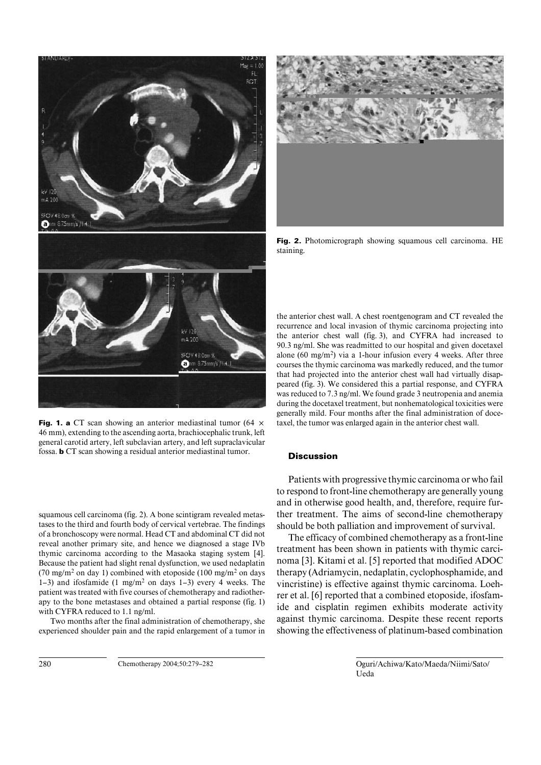**Fig. 1. a** CT scan showing an anterior mediastinal tumor (64 × 46 mm), extending to the ascending aorta, brachiocephalic trunk, left general carotid artery, left subclavian artery, and left supraclavicular fossa. **b** CT scan showing a residual anterior mediastinal tumor.

**Fig. 2.** Photomicrograph showing squamous cell carcinoma. HE staining.

squamous cell carcinoma (fig. 2). A bone scintigram revealed metastases to the third and fourth body of cervical vertebrae. The findings of a bronchoscopy were normal. Head CT and abdominal CT did not reveal another primary site, and hence we diagnosed a stage IVb thymic carcinoma according to the Masaoka staging system [4]. Because the patient had slight renal dysfunction, we used nedaplatin (70 mg/m$^2$ on day 1) combined with etoposide (100 mg/m$^2$ on days 1–3) and ifosfamide (1 mg/m$^2$ on days 1–3) every 4 weeks. The patient was treated with five courses of chemotherapy and radiotherapy to the bone metastases and obtained a partial response (fig. 1) with CYFRA reduced to 1.1 ng/ml.

Two months after the final administration of chemotherapy, she experienced shoulder pain and the rapid enlargement of a tumor in the anterior chest wall. A chest roentgenogram and CT revealed the recurrence and local invasion of thymic carcinoma projecting into the anterior chest wall (fig. 3), and CYFRA had increased to 90.3 ng/ml. She was readmitted to our hospital and given docetaxel alone (60 mg/m$^2$) via a 1-hour infusion every 4 weeks. After three courses the thymic carcinoma was markedly reduced, and the tumor that had projected into the anterior chest wall had virtually disappeared (fig. 3). We considered this a partial response, and CYFRA was reduced to 7.3 ng/ml. We found grade 3 neutropenia and anemia during the docetaxel treatment, but nonhematological toxicities were generally mild. Four months after the final administration of docetaxel, the tumor was enlarged again in the anterior chest wall.

## Discussion

Patients with progressive thymic carcinoma or who fail to respond to front-line chemotherapy are generally young and in otherwise good health, and, therefore, require further treatment. The aims of second-line chemotherapy should be both palliation and improvement of survival.

The efficacy of combined chemotherapy as a front-line treatment has been shown in patients with thymic carcinoma [3]. Kitami et al. [5] reported that modified ADOC therapy (Adriamycin, nedaplatin, cyclophosphamide, and vincristine) is effective against thymic carcinoma. Loehrer et al. [6] reported that a combined etoposide, ifosfamide and cisplatin regimen exhibits moderate activity against thymic carcinoma. Despite these recent reports showing the effectiveness of platinum-based combination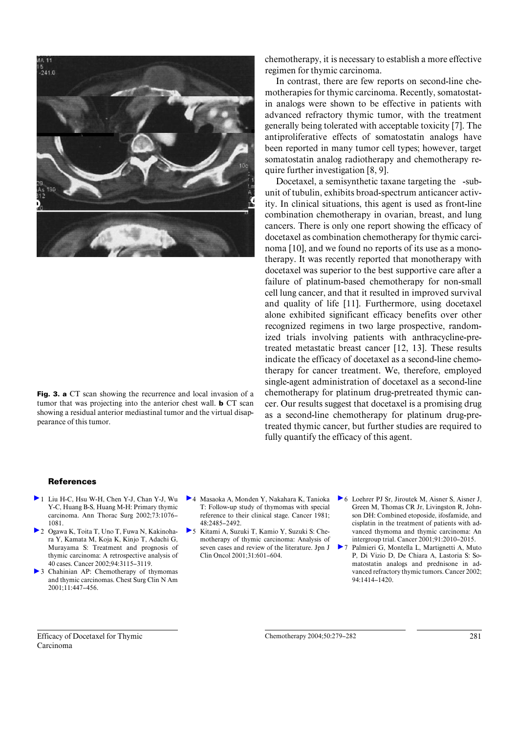Fig. 3. **a** CT scan showing the recurrence and local invasion of a tumor that was projecting into the anterior chest wall. **b** CT scan showing a residual anterior mediastinal tumor and the virtual disappearance of this tumor.

chemotherapy, it is necessary to establish a more effective regimen for thymic carcinoma.

In contrast, there are few reports on second-line chemotherapies for thymic carcinoma. Recently, somatostatin analogs were shown to be effective in patients with advanced refractory thymic tumor, with the treatment generally being tolerated with acceptable toxicity [7]. The antiproliferative effects of somatostatin analogs have been reported in many tumor cell types; however, target somatostatin analog radiotherapy and chemotherapy require further investigation [8, 9].

Docetaxel, a semisynthetic taxane targeting the -subunit of tubulin, exhibits broad-spectrum anticancer activity. In clinical situations, this agent is used as front-line combination chemotherapy in ovarian, breast, and lung cancers. There is only one report showing the efficacy of docetaxel as combination chemotherapy for thymic carcinoma [10], and we found no reports of its use as a monotherapy. It was recently reported that monotherapy with docetaxel was superior to the best supportive care after a failure of platinum-based chemotherapy for non-small cell lung cancer, and that it resulted in improved survival and quality of life [11]. Furthermore, using docetaxel alone exhibited significant efficacy benefits over other recognized regimens in two large prospective, randomized trials involving patients with anthracycline-pretreated metastatic breast cancer [12, 13]. These results indicate the efficacy of docetaxel as a second-line chemotherapy for cancer treatment. We, therefore, employed single-agent administration of docetaxel as a second-line chemotherapy for platinum drug-pretreated thymic cancer. Our results suggest that docetaxel is a promising drug as a second-line chemotherapy for platinum drug-pretreated thymic cancer, but further studies are required to fully quantify the efficacy of this agent.

## References

1. Liu H-C, Hsu W-H, Chen Y-J, Chan Y-J, Wu Y-C, Huang B-S, Huang M-H: Primary thymic carcinoma. Ann Thorac Surg 2002;73:1076–1081.
2. Ogawa K, Toita T, Uno T, Fuwa N, Kakinohara Y, Kamata M, Koja K, Kinjo T, Adachi G, Murayama S: Treatment and prognosis of thymic carcinoma: A retrospective analysis of 40 cases. Cancer 2002;94:3115–3119.
3. Chahinian AP: Chemotherapy of thymomas and thymic carcinomas. Chest Surg Clin N Am 2001;11:447–456.
4. Masaoka A, Monden Y, Nakahara K, Tanioka T: Follow-up study of thymomas with special reference to their clinical stage. Cancer 1981; 48:2485–2492.
5. Kitami A, Suzuki T, Kamio Y, Suzuki S: Chemotherapy of thymic carcinoma: Analysis of seven cases and review of the literature. Jpn J Clin Oncol 2001;31:601–604.
6. Loehrer PJ Sr, Jiroutek M, Aisner S, Aisner J, Green M, Thomas CR Jr, Livingston R, Johnson DH: Combined etoposide, ifosfamide, and cisplatin in the treatment of patients with advanced thymoma and thymic carcinoma: An intergroup trial. Cancer 2001;91:2010–2015.
7. Palmieri G, Montella L, Martignetti A, Muto P, Di Vizio D, De Chiara A, Lastoria S: Somatostatin analogs and prednisone in advanced refractory thymic tumors. Cancer 2002; 94:1414–1420.